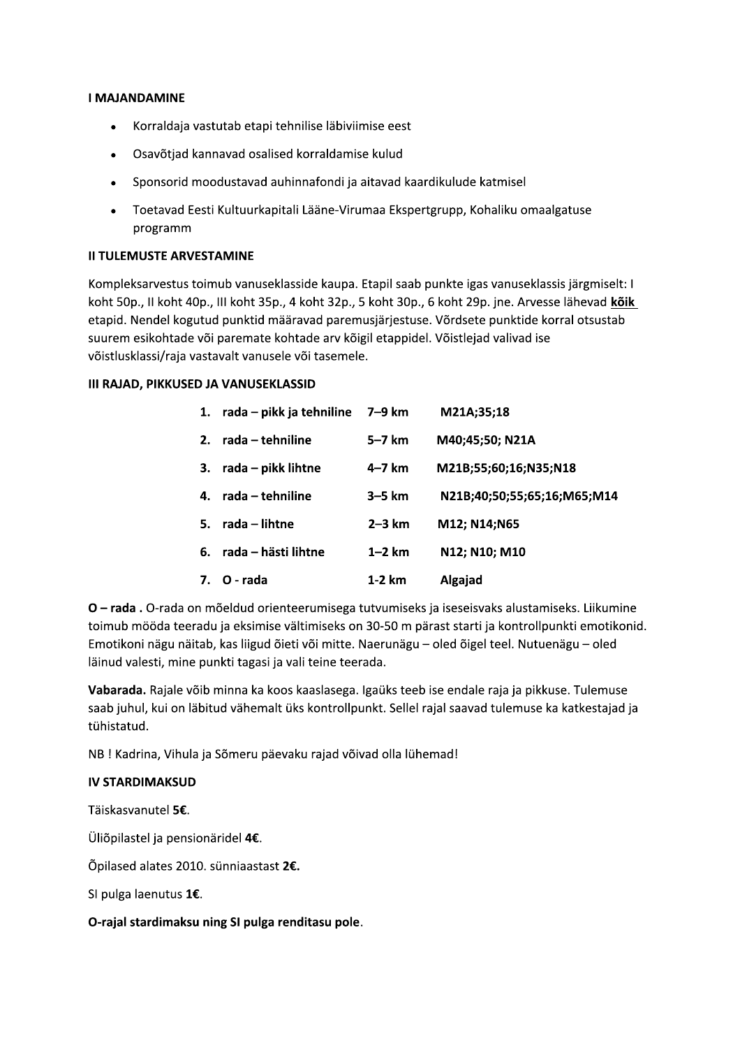**I MAJANDAMINE**

- Korraldaja vastutab etapi tehnilise läbiviimise eest
- Osavõtjad kannavad osalised korraldamise kulud
- Sponsorid moodustavad auhinnafondi ja aitavad kaardikulude katmisel
- Toetavad Eesti Kultuurkapitali Lääne-Virumaa Ekspertgrupp, Kohaliku omaalgatuse programm

**II TULEMUSTE ARVESTAMINE**

Kompleksarvestus toimub vanuseklasside kaupa. Etapil saab punkte igas vanuseklassis järgmiselt: I koht 50p., II koht 40p., III koht 35p., 4 koht 32p., 5 koht 30p., 6 koht 29p. jne. Arvesse lähevad **kõik** etapid. Nendel kogutud punktid määravad paremusjärjestuse. Võrdsete punktide korral otsustab suurem esikohtade või paremate kohtade arv kõigil etappidel. Võistlejad valivad ise võistlusklassi/raja vastavalt vanusele või tasemele.

**III RAJAD, PIKKUSED JA VANUSEKLASSID**

| | | |
|---|---|---|
| **1. rada – pikk ja tehniline** | **7–9 km** | **M21A;35;18** |
| **2. rada – tehniline** | **5–7 km** | **M40;45;50; N21A** |
| **3. rada – pikk lihtne** | **4–7 km** | **M21B;55;60;16;N35;N18** |
| **4. rada – tehniline** | **3–5 km** | **N21B;40;50;55;65;16;M65;M14** |
| **5. rada – lihtne** | **2–3 km** | **M12; N14;N65** |
| **6. rada – hästi lihtne** | **1–2 km** | **N12; N10; M10** |
| **7. O - rada** | **1-2 km** | **Algajad** |

**O – rada .** O-rada on mõeldud orienteerumisega tutvumiseks ja iseseisvaks alustamiseks. Liikumine toimub mööda teeradu ja eksimise vältimiseks on 30-50 m pärast starti ja kontrollpunkti emotikonid. Emotikoni nägu näitab, kas liigud õieti või mitte. Naerunägu – oled õigel teel. Nutuenägu – oled läinud valesti, mine punkti tagasi ja vali teine teerada.

**Vabarada.** Rajale võib minna ka koos kaaslasega. Igaüks teeb ise endale raja ja pikkuse. Tulemuse saab juhul, kui on läbitud vähemalt üks kontrollpunkt. Sellel rajal saavad tulemuse ka katkestajad ja tühistatud.

NB ! Kadrina, Vihula ja Sõmeru päevaku rajad võivad olla lühemad!

**IV STARDIMAKSUD**

Täiskasvanutel **5€**.

Üliõpilastel ja pensionäridel **4€**.

Õpilased alates 2010. sünniaastast **2€.**

SI pulga laenutus **1€**.

**O-rajal stardimaksu ning SI pulga renditasu pole**.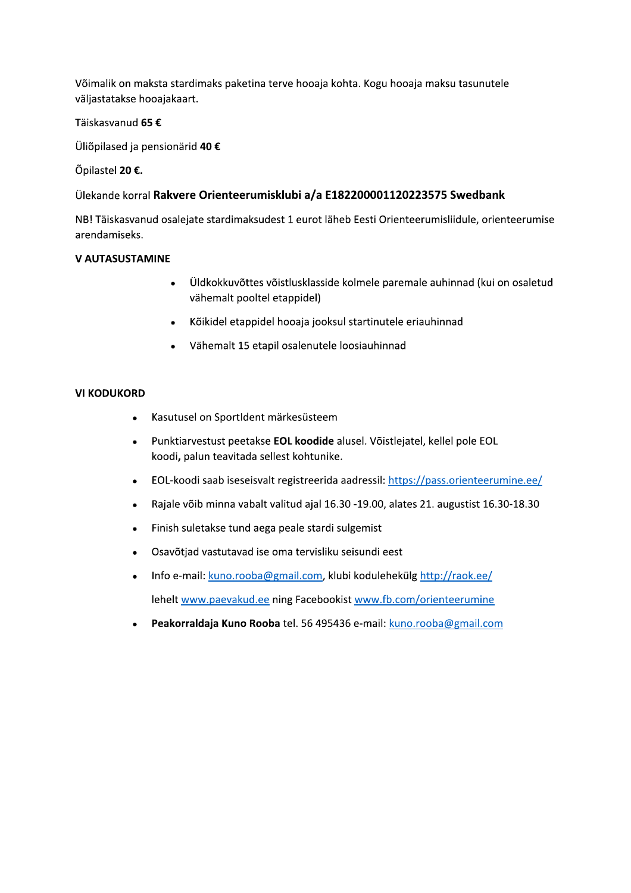Võimalik on maksta stardimaks paketina terve hooaja kohta. Kogu hooaja maksu tasunutele väljastatakse hooajakaart.

Täiskasvanud **65 €**

Üliõpilased ja pensionärid **40 €**

Õpilastel **20 €.**

Ülekande korral **Rakvere Orienteerumisklubi a/a EE182200001120223575 Swedbank**

NB! Täiskasvanud osalejate stardimaksudest 1 eurot läheb Eesti Orienteerumisliidule, orienteerumise arendamiseks.

**V AUTASUSTAMINE**

- Üldkokkuvõttes võistlusklasside kolmele paremale auhinnad (kui on osaletud vähemalt pooltel etappidel)
- Kõikidel etappidel hooaja jooksul startinutele eriauhinnad
- Vähemalt 15 etapil osalenutele loosiauhinnad

**VI KODUKORD**

- Kasutusel on SportIdent märkesüsteem
- Punktiarvestust peetakse **EOL koodide** alusel. Võistlejatel, kellel pole EOL koodi**,** palun teavitada sellest kohtunike.
- EOL-koodi saab iseseisvalt registreerida aadressil: https://pass.orienteerumine.ee/
- Rajale võib minna vabalt valitud ajal 16.30 -19.00, alates 21. augustist 16.30-18.30
- Finish suletakse tund aega peale stardi sulgemist
- Osavõtjad vastutavad ise oma tervisliku seisundi eest
- Info e-mail: kuno.rooba@gmail.com, klubi kodulehekülg http://raok.ee/

  lehelt www.paevakud.ee ning Facebookist www.fb.com/orienteerumine
- **Peakorraldaja Kuno Rooba** tel. 56 495436 e-mail: kuno.rooba@gmail.com